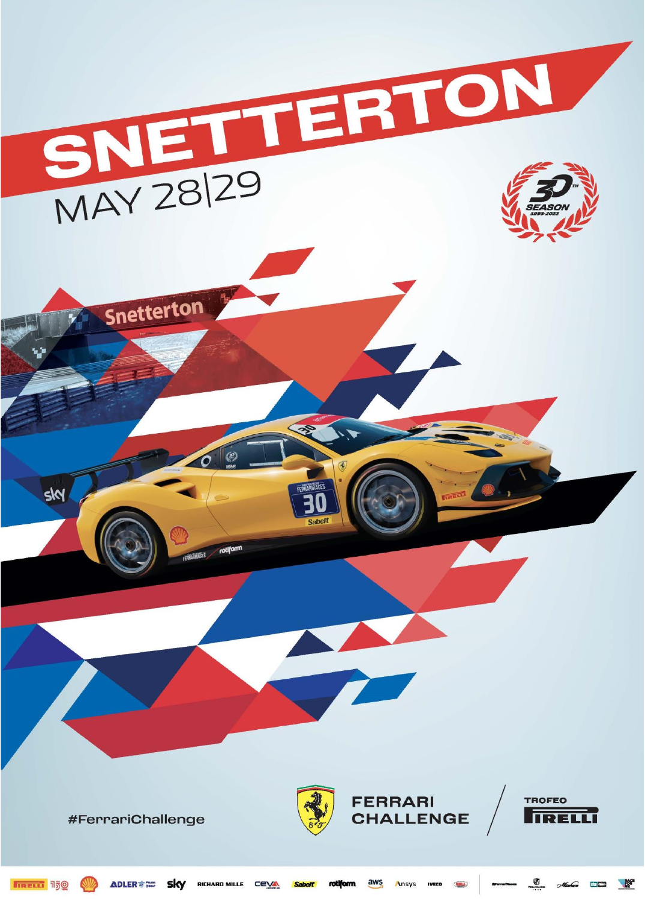# SNETTERTON

MAY 28|29

30TH SEASON 1993-2022

#FerrariChallenge

FERRARI CHALLENGE

TROFEO PIRELLI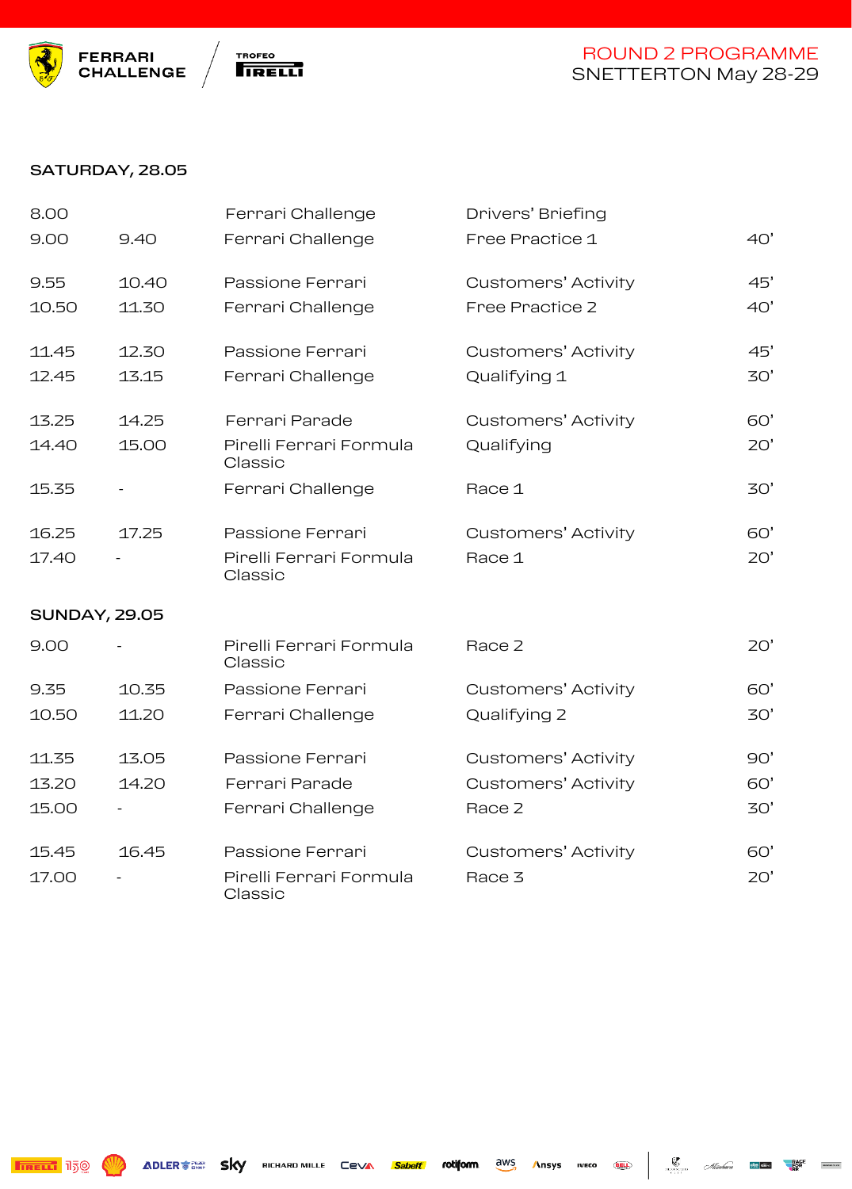FERRARI CHALLENGE | TROFEO PIRELLI

# ROUND 2 PROGRAMME
## SNETTERTON May 28-29

### SATURDAY, 28.05

| Start | End | Series | Session | Duration |
|---|---|---|---|---|
| 8.00 | | Ferrari Challenge | Drivers' Briefing | |
| 9.00 | 9.40 | Ferrari Challenge | Free Practice 1 | 40' |
| 9.55 | 10.40 | Passione Ferrari | Customers' Activity | 45' |
| 10.50 | 11.30 | Ferrari Challenge | Free Practice 2 | 40' |
| 11.45 | 12.30 | Passione Ferrari | Customers' Activity | 45' |
| 12.45 | 13.15 | Ferrari Challenge | Qualifying 1 | 30' |
| 13.25 | 14.25 | Ferrari Parade | Customers' Activity | 60' |
| 14.40 | 15.00 | Pirelli Ferrari Formula Classic | Qualifying | 20' |
| 15.35 | - | Ferrari Challenge | Race 1 | 30' |
| 16.25 | 17.25 | Passione Ferrari | Customers' Activity | 60' |
| 17.40 | - | Pirelli Ferrari Formula Classic | Race 1 | 20' |

### SUNDAY, 29.05

| Start | End | Series | Session | Duration |
|---|---|---|---|---|
| 9.00 | - | Pirelli Ferrari Formula Classic | Race 2 | 20' |
| 9.35 | 10.35 | Passione Ferrari | Customers' Activity | 60' |
| 10.50 | 11.20 | Ferrari Challenge | Qualifying 2 | 30' |
| 11.35 | 13.05 | Passione Ferrari | Customers' Activity | 90' |
| 13.20 | 14.20 | Ferrari Parade | Customers' Activity | 60' |
| 15.00 | - | Ferrari Challenge | Race 2 | 30' |
| 15.45 | 16.45 | Passione Ferrari | Customers' Activity | 60' |
| 17.00 | - | Pirelli Ferrari Formula Classic | Race 3 | 20' |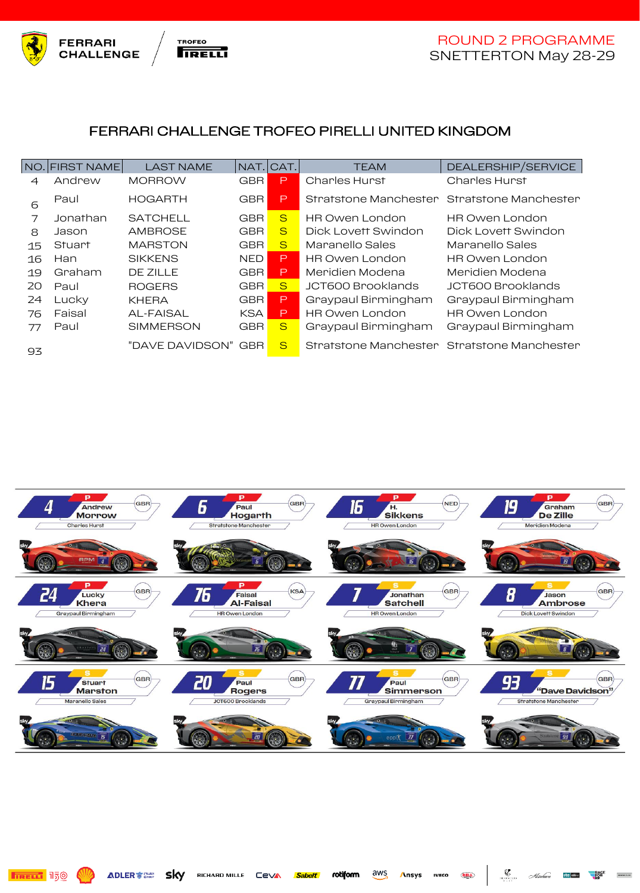# FERRARI CHALLENGE TROFEO PIRELLI UNITED KINGDOM

ROUND 2 PROGRAMME
SNETTERTON May 28-29

| NO. | FIRST NAME | LAST NAME | NAT. | CAT. | TEAM | DEALERSHIP/SERVICE |
|---|---|---|---|---|---|---|
| 4 | Andrew | MORROW | GBR | P | Charles Hurst | Charles Hurst |
| 6 | Paul | HOGARTH | GBR | P | Stratstone Manchester | Stratstone Manchester |
| 7 | Jonathan | SATCHELL | GBR | S | HR Owen London | HR Owen London |
| 8 | Jason | AMBROSE | GBR | S | Dick Lovett Swindon | Dick Lovett Swindon |
| 15 | Stuart | MARSTON | GBR | S | Maranello Sales | Maranello Sales |
| 16 | Han | SIKKENS | NED | P | HR Owen London | HR Owen London |
| 19 | Graham | DE ZILLE | GBR | P | Meridien Modena | Meridien Modena |
| 20 | Paul | ROGERS | GBR | S | JCT600 Brooklands | JCT600 Brooklands |
| 24 | Lucky | KHERA | GBR | P | Graypaul Birmingham | Graypaul Birmingham |
| 76 | Faisal | AL-FAISAL | KSA | P | HR Owen London | HR Owen London |
| 77 | Paul | SIMMERSON | GBR | S | Graypaul Birmingham | Graypaul Birmingham |
| 93 | | "DAVE DAVIDSON" | GBR | S | Stratstone Manchester | Stratstone Manchester |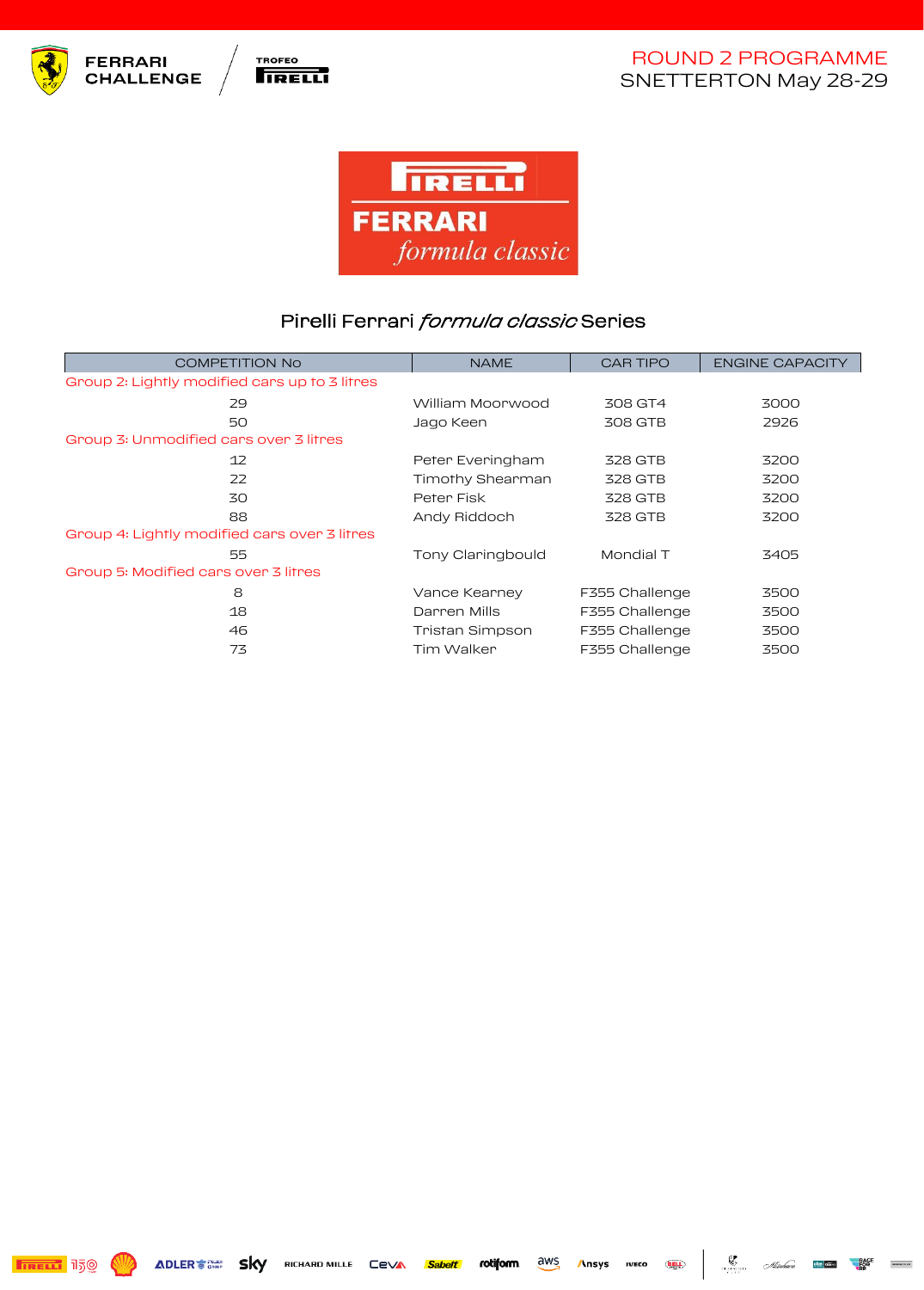# Pirelli Ferrari *formula classic* Series

| COMPETITION No | NAME | CAR TIPO | ENGINE CAPACITY |
|---|---|---|---|
| Group 2: Lightly modified cars up to 3 litres | | | |
| 29 | William Moorwood | 308 GT4 | 3000 |
| 50 | Jago Keen | 308 GTB | 2926 |
| Group 3: Unmodified cars over 3 litres | | | |
| 12 | Peter Everingham | 328 GTB | 3200 |
| 22 | Timothy Shearman | 328 GTB | 3200 |
| 30 | Peter Fisk | 328 GTB | 3200 |
| 88 | Andy Riddoch | 328 GTB | 3200 |
| Group 4: Lightly modified cars over 3 litres | | | |
| 55 | Tony Claringbould | Mondial T | 3405 |
| Group 5: Modified cars over 3 litres | | | |
| 8 | Vance Kearney | F355 Challenge | 3500 |
| 18 | Darren Mills | F355 Challenge | 3500 |
| 46 | Tristan Simpson | F355 Challenge | 3500 |
| 73 | Tim Walker | F355 Challenge | 3500 |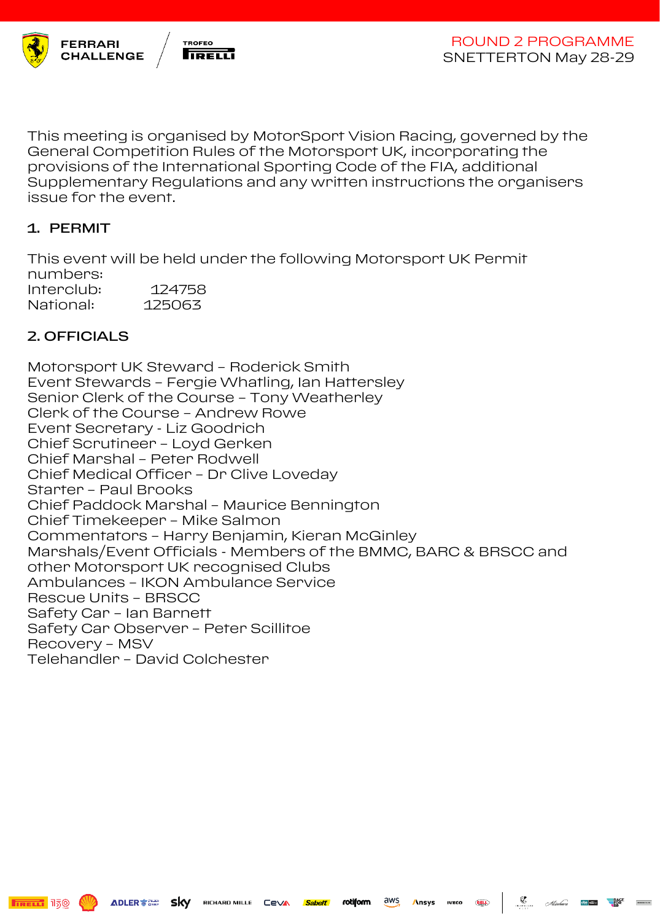This meeting is organised by MotorSport Vision Racing, governed by the General Competition Rules of the Motorsport UK, incorporating the provisions of the International Sporting Code of the FIA, additional Supplementary Regulations and any written instructions the organisers issue for the event.

## 1. PERMIT

This event will be held under the following Motorsport UK Permit numbers:
Interclub: 124758
National: 125063

## 2. OFFICIALS

Motorsport UK Steward – Roderick Smith
Event Stewards – Fergie Whatling, Ian Hattersley
Senior Clerk of the Course – Tony Weatherley
Clerk of the Course – Andrew Rowe
Event Secretary - Liz Goodrich
Chief Scrutineer – Loyd Gerken
Chief Marshal – Peter Rodwell
Chief Medical Officer – Dr Clive Loveday
Starter – Paul Brooks
Chief Paddock Marshal – Maurice Bennington
Chief Timekeeper – Mike Salmon
Commentators – Harry Benjamin, Kieran McGinley
Marshals/Event Officials - Members of the BMMC, BARC & BRSCC and other Motorsport UK recognised Clubs
Ambulances – IKON Ambulance Service
Rescue Units – BRSCC
Safety Car – Ian Barnett
Safety Car Observer – Peter Scillitoe
Recovery – MSV
Telehandler – David Colchester